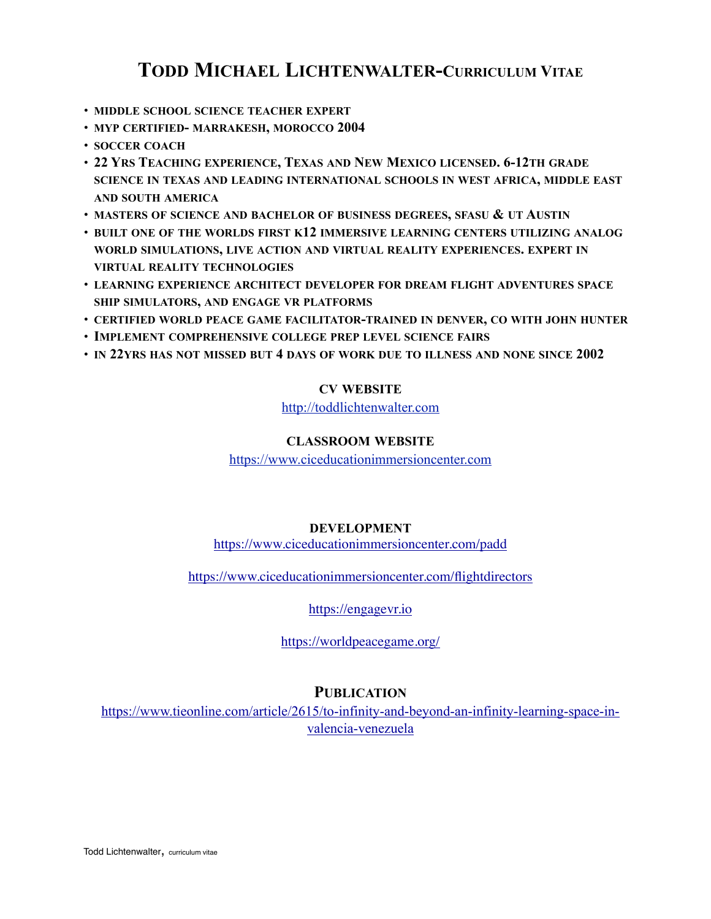# Todd Michael Lichtenwalter-Curriculum Vitae

- MIDDLE SCHOOL SCIENCE TEACHER EXPERT
- MYP CERTIFIED- MARRAKESH, MOROCCO 2004
- SOCCER COACH
- 22 YRS TEACHING EXPERIENCE, TEXAS AND NEW MEXICO LICENSED. 6-12TH GRADE SCIENCE IN TEXAS AND LEADING INTERNATIONAL SCHOOLS IN WEST AFRICA, MIDDLE EAST AND SOUTH AMERICA
- MASTERS OF SCIENCE AND BACHELOR OF BUSINESS DEGREES, SFASU & UT AUSTIN
- BUILT ONE OF THE WORLDS FIRST K12 IMMERSIVE LEARNING CENTERS UTILIZING ANALOG WORLD SIMULATIONS, LIVE ACTION AND VIRTUAL REALITY EXPERIENCES. EXPERT IN VIRTUAL REALITY TECHNOLOGIES
- LEARNING EXPERIENCE ARCHITECT DEVELOPER FOR DREAM FLIGHT ADVENTURES SPACE SHIP SIMULATORS, AND ENGAGE VR PLATFORMS
- CERTIFIED WORLD PEACE GAME FACILITATOR-TRAINED IN DENVER, CO WITH JOHN HUNTER
- IMPLEMENT COMPREHENSIVE COLLEGE PREP LEVEL SCIENCE FAIRS
- IN 22YRS HAS NOT MISSED BUT 4 DAYS OF WORK DUE TO ILLNESS AND NONE SINCE 2002

### CV WEBSITE

http://toddlichtenwalter.com

### CLASSROOM WEBSITE

https://www.ciceducationimmersioncenter.com

### DEVELOPMENT

https://www.ciceducationimmersioncenter.com/padd

https://www.ciceducationimmersioncenter.com/flightdirectors

https://engagevr.io

https://worldpeacegame.org/

## Publication

https://www.tieonline.com/article/2615/to-infinity-and-beyond-an-infinity-learning-space-in-valencia-venezuela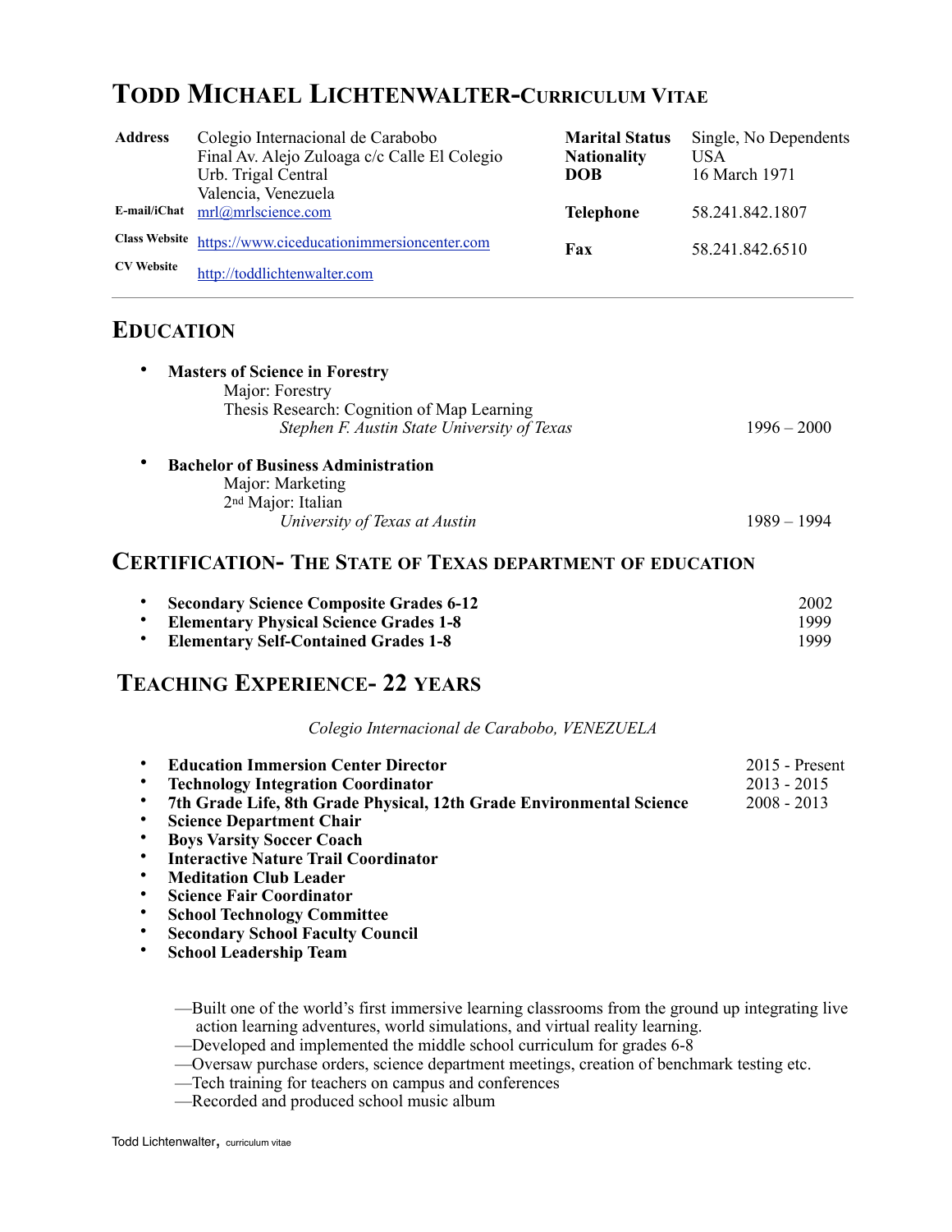# Todd Michael Lichtenwalter-Curriculum Vitae

| | | | |
|---|---|---|---|
| **Address** | Colegio Internacional de Carabobo<br>Final Av. Alejo Zuloaga c/c Calle El Colegio<br>Urb. Trigal Central<br>Valencia, Venezuela | **Marital Status**<br>**Nationality**<br>**DOB** | Single, No Dependents<br>USA<br>16 March 1971 |
| **E-mail/iChat** | mrl@mrlscience.com | **Telephone** | 58.241.842.1807 |
| **Class Website** | https://www.ciceducationimmersioncenter.com | **Fax** | 58.241.842.6510 |
| **CV Website** | http://toddlichtenwalter.com | | |

---

## Education

- **Masters of Science in Forestry**
  Major: Forestry
  Thesis Research: Cognition of Map Learning
  *Stephen F. Austin State University of Texas* 1996 – 2000

- **Bachelor of Business Administration**
  Major: Marketing
  2nd Major: Italian
  *University of Texas at Austin* 1989 – 1994

## Certification- The State of Texas department of education

- **Secondary Science Composite Grades 6-12** 2002
- **Elementary Physical Science Grades 1-8** 1999
- **Elementary Self-Contained Grades 1-8** 1999

## Teaching Experience- 22 years

*Colegio Internacional de Carabobo, VENEZUELA*

- **Education Immersion Center Director** 2015 - Present
- **Technology Integration Coordinator** 2013 - 2015
- **7th Grade Life, 8th Grade Physical, 12th Grade Environmental Science** 2008 - 2013
- **Science Department Chair**
- **Boys Varsity Soccer Coach**
- **Interactive Nature Trail Coordinator**
- **Meditation Club Leader**
- **Science Fair Coordinator**
- **School Technology Committee**
- **Secondary School Faculty Council**
- **School Leadership Team**

—Built one of the world's first immersive learning classrooms from the ground up integrating live action learning adventures, world simulations, and virtual reality learning.
—Developed and implemented the middle school curriculum for grades 6-8
—Oversaw purchase orders, science department meetings, creation of benchmark testing etc.
—Tech training for teachers on campus and conferences
—Recorded and produced school music album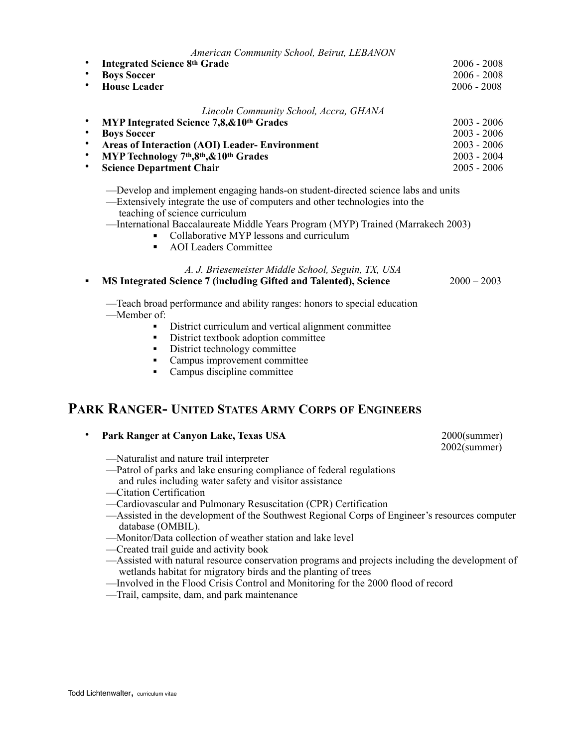*American Community School, Beirut, LEBANON*

- **Integrated Science 8th Grade** 2006 - 2008
- **Boys Soccer** 2006 - 2008
- **House Leader** 2006 - 2008

*Lincoln Community School, Accra, GHANA*

- **MYP Integrated Science 7,8,&10th Grades** 2003 - 2006
- **Boys Soccer** 2003 - 2006
- **Areas of Interaction (AOI) Leader- Environment** 2003 - 2006
- **MYP Technology 7th,8th,&10th Grades** 2003 - 2004
- **Science Department Chair** 2005 - 2006

—Develop and implement engaging hands-on student-directed science labs and units
—Extensively integrate the use of computers and other technologies into the teaching of science curriculum
—International Baccalaureate Middle Years Program (MYP) Trained (Marrakech 2003)

- Collaborative MYP lessons and curriculum
- AOI Leaders Committee

*A. J. Briesemeister Middle School, Seguin, TX, USA*

- **MS Integrated Science 7 (including Gifted and Talented), Science** 2000 – 2003

—Teach broad performance and ability ranges: honors to special education
—Member of:

- District curriculum and vertical alignment committee
- District textbook adoption committee
- District technology committee
- Campus improvement committee
- Campus discipline committee

## Park Ranger- United States Army Corps of Engineers

- **Park Ranger at Canyon Lake, Texas USA** 2000(summer) 2002(summer)

—Naturalist and nature trail interpreter
—Patrol of parks and lake ensuring compliance of federal regulations and rules including water safety and visitor assistance
—Citation Certification
—Cardiovascular and Pulmonary Resuscitation (CPR) Certification
—Assisted in the development of the Southwest Regional Corps of Engineer's resources computer database (OMBIL).
—Monitor/Data collection of weather station and lake level
—Created trail guide and activity book
—Assisted with natural resource conservation programs and projects including the development of wetlands habitat for migratory birds and the planting of trees
—Involved in the Flood Crisis Control and Monitoring for the 2000 flood of record
—Trail, campsite, dam, and park maintenance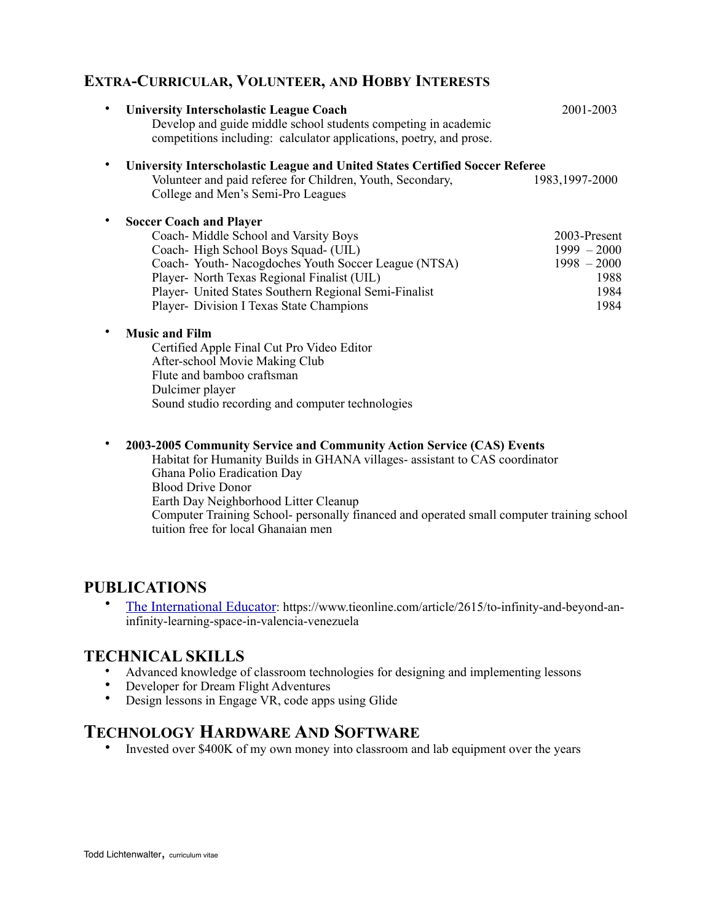## Extra-Curricular, Volunteer, and Hobby Interests

- **University Interscholastic League Coach** — 2001-2003
  Develop and guide middle school students competing in academic competitions including: calculator applications, poetry, and prose.

- **University Interscholastic League and United States Certified Soccer Referee**
  Volunteer and paid referee for Children, Youth, Secondary, College and Men's Semi-Pro Leagues — 1983,1997-2000

- **Soccer Coach and Player**
  - Coach- Middle School and Varsity Boys — 2003-Present
  - Coach- High School Boys Squad- (UIL) — 1999 – 2000
  - Coach- Youth- Nacogdoches Youth Soccer League (NTSA) — 1998 – 2000
  - Player- North Texas Regional Finalist (UIL) — 1988
  - Player- United States Southern Regional Semi-Finalist — 1984
  - Player- Division I Texas State Champions — 1984

- **Music and Film**
  - Certified Apple Final Cut Pro Video Editor
  - After-school Movie Making Club
  - Flute and bamboo craftsman
  - Dulcimer player
  - Sound studio recording and computer technologies

- **2003-2005 Community Service and Community Action Service (CAS) Events**
  - Habitat for Humanity Builds in GHANA villages- assistant to CAS coordinator
  - Ghana Polio Eradication Day
  - Blood Drive Donor
  - Earth Day Neighborhood Litter Cleanup
  - Computer Training School- personally financed and operated small computer training school tuition free for local Ghanaian men

## PUBLICATIONS

- The International Educator: https://www.tieonline.com/article/2615/to-infinity-and-beyond-an-infinity-learning-space-in-valencia-venezuela

## TECHNICAL SKILLS

- Advanced knowledge of classroom technologies for designing and implementing lessons
- Developer for Dream Flight Adventures
- Design lessons in Engage VR, code apps using Glide

## Technology Hardware And Software

- Invested over $400K of my own money into classroom and lab equipment over the years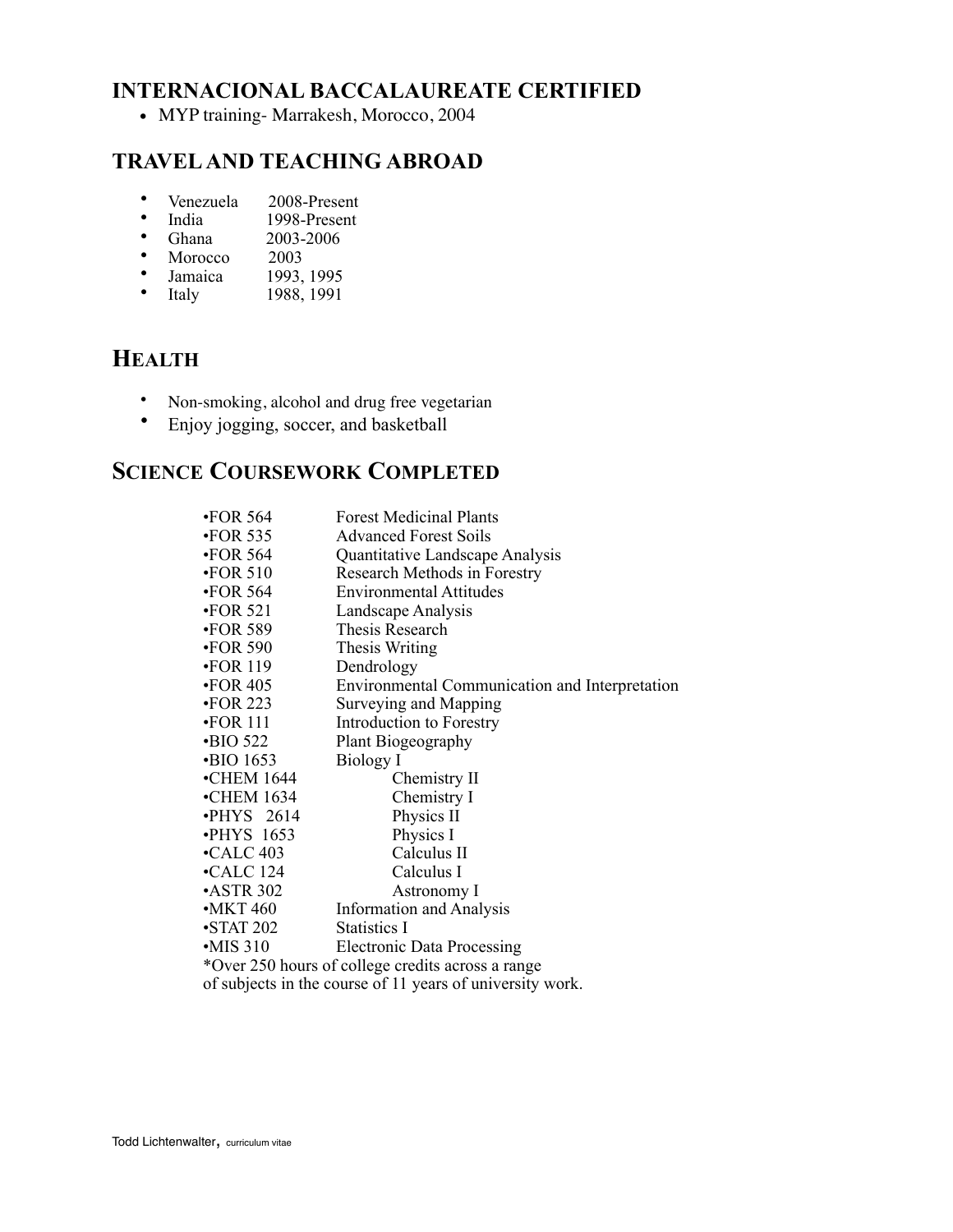## INTERNACIONAL BACCALAUREATE CERTIFIED

- MYP training- Marrakesh, Morocco, 2004

## TRAVEL AND TEACHING ABROAD

- Venezuela 2008-Present
- India 1998-Present
- Ghana 2003-2006
- Morocco 2003
- Jamaica 1993, 1995
- Italy 1988, 1991

## HEALTH

- Non-smoking, alcohol and drug free vegetarian
- Enjoy jogging, soccer, and basketball

## SCIENCE COURSEWORK COMPLETED

| | |
|---|---|
| •FOR 564 | Forest Medicinal Plants |
| •FOR 535 | Advanced Forest Soils |
| •FOR 564 | Quantitative Landscape Analysis |
| •FOR 510 | Research Methods in Forestry |
| •FOR 564 | Environmental Attitudes |
| •FOR 521 | Landscape Analysis |
| •FOR 589 | Thesis Research |
| •FOR 590 | Thesis Writing |
| •FOR 119 | Dendrology |
| •FOR 405 | Environmental Communication and Interpretation |
| •FOR 223 | Surveying and Mapping |
| •FOR 111 | Introduction to Forestry |
| •BIO 522 | Plant Biogeography |
| •BIO 1653 | Biology I |
| •CHEM 1644 | Chemistry II |
| •CHEM 1634 | Chemistry I |
| •PHYS 2614 | Physics II |
| •PHYS 1653 | Physics I |
| •CALC 403 | Calculus II |
| •CALC 124 | Calculus I |
| •ASTR 302 | Astronomy I |
| •MKT 460 | Information and Analysis |
| •STAT 202 | Statistics I |
| •MIS 310 | Electronic Data Processing |

*Over 250 hours of college credits across a range of subjects in the course of 11 years of university work.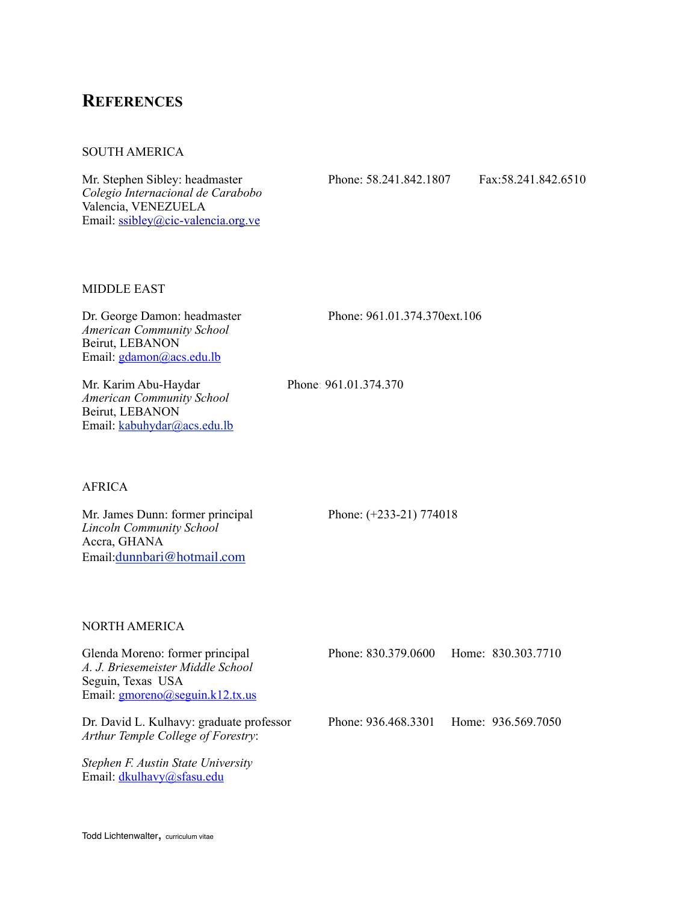## REFERENCES

SOUTH AMERICA

Mr. Stephen Sibley: headmaster  
*Colegio Internacional de Carabobo*  
Valencia, VENEZUELA  
Email: ssibley@cic-valencia.org.ve

Phone: 58.241.842.1807 Fax:58.241.842.6510

MIDDLE EAST

Dr. George Damon: headmaster  
*American Community School*  
Beirut, LEBANON  
Email: gdamon@acs.edu.lb

Phone: 961.01.374.370ext.106

Mr. Karim Abu-Haydar  
*American Community School*  
Beirut, LEBANON  
Email: kabuhydar@acs.edu.lb

Phone: 961.01.374.370

AFRICA

Mr. James Dunn: former principal  
*Lincoln Community School*  
Accra, GHANA  
Email:dunnbari@hotmail.com

Phone: (+233-21) 774018

NORTH AMERICA

Glenda Moreno: former principal  
*A. J. Briesemeister Middle School*  
Seguin, Texas USA  
Email: gmoreno@seguin.k12.tx.us

Phone: 830.379.0600 Home: 830.303.7710

Dr. David L. Kulhavy: graduate professor  
*Arthur Temple College of Forestry*:

*Stephen F. Austin State University*  
Email: dkulhavy@sfasu.edu

Phone: 936.468.3301 Home: 936.569.7050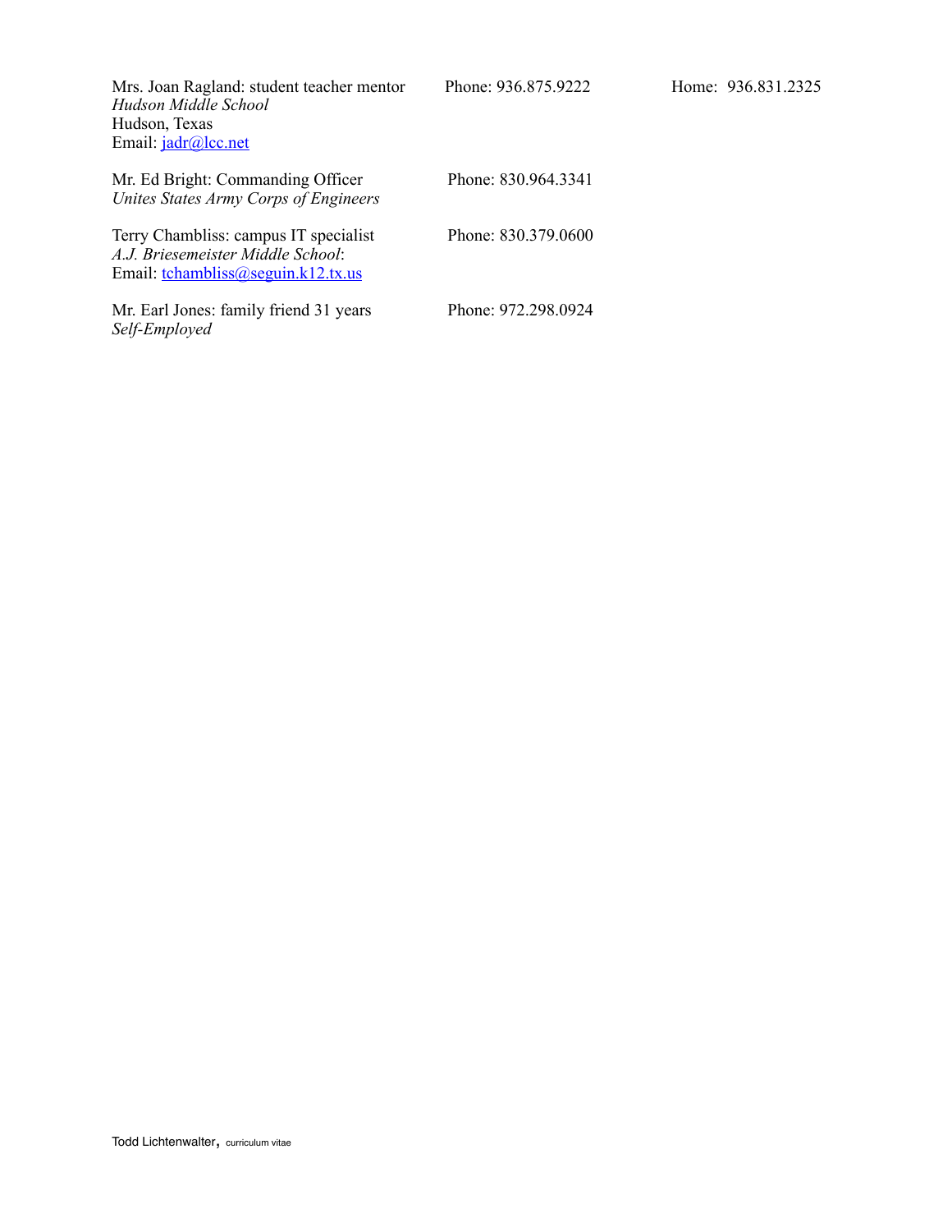Mrs. Joan Ragland: student teacher mentor — Phone: 936.875.9222 — Home: 936.831.2325
*Hudson Middle School*
Hudson, Texas
Email: jadr@lcc.net

Mr. Ed Bright: Commanding Officer — Phone: 830.964.3341
*Unites States Army Corps of Engineers*

Terry Chambliss: campus IT specialist — Phone: 830.379.0600
*A.J. Briesemeister Middle School*:
Email: tchambliss@seguin.k12.tx.us

Mr. Earl Jones: family friend 31 years — Phone: 972.298.0924
*Self-Employed*